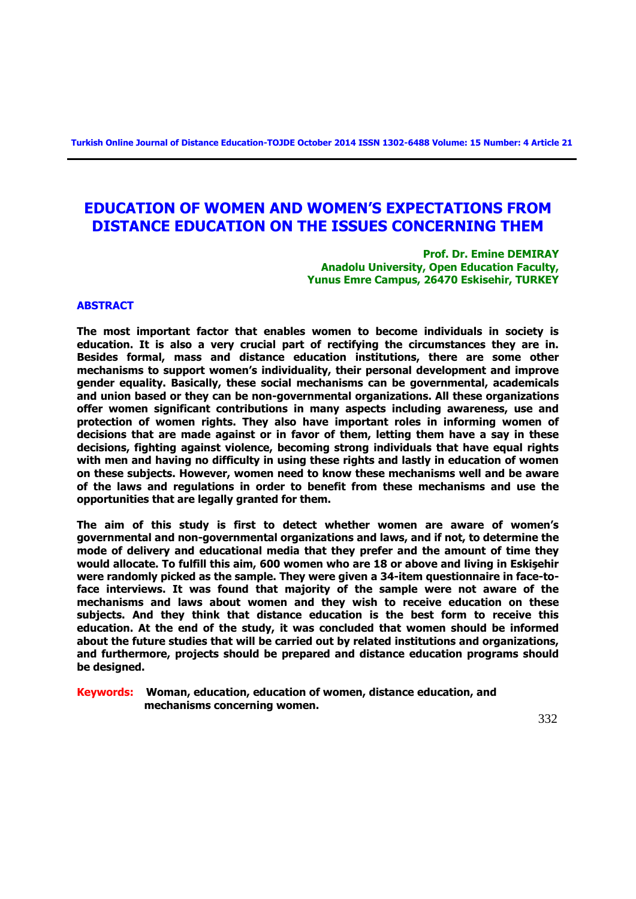# EDUCATION OF WOMEN AND WOMEN'S EXPECTATIONS FROM DISTANCE EDUCATION ON THE ISSUES CONCERNING THEM

**Prof. Dr. Emine DEMIRAY**
**Anadolu University, Open Education Faculty,**
**Yunus Emre Campus, 26470 Eskisehir, TURKEY**

## ABSTRACT

**The most important factor that enables women to become individuals in society is education. It is also a very crucial part of rectifying the circumstances they are in. Besides formal, mass and distance education institutions, there are some other mechanisms to support women's individuality, their personal development and improve gender equality. Basically, these social mechanisms can be governmental, academicals and union based or they can be non-governmental organizations. All these organizations offer women significant contributions in many aspects including awareness, use and protection of women rights. They also have important roles in informing women of decisions that are made against or in favor of them, letting them have a say in these decisions, fighting against violence, becoming strong individuals that have equal rights with men and having no difficulty in using these rights and lastly in education of women on these subjects. However, women need to know these mechanisms well and be aware of the laws and regulations in order to benefit from these mechanisms and use the opportunities that are legally granted for them.**

**The aim of this study is first to detect whether women are aware of women's governmental and non-governmental organizations and laws, and if not, to determine the mode of delivery and educational media that they prefer and the amount of time they would allocate. To fulfill this aim, 600 women who are 18 or above and living in Eskişehir were randomly picked as the sample. They were given a 34-item questionnaire in face-to-face interviews. It was found that majority of the sample were not aware of the mechanisms and laws about women and they wish to receive education on these subjects. And they think that distance education is the best form to receive this education. At the end of the study, it was concluded that women should be informed about the future studies that will be carried out by related institutions and organizations, and furthermore, projects should be prepared and distance education programs should be designed.**

**Keywords:** **Woman, education, education of women, distance education, and mechanisms concerning women.**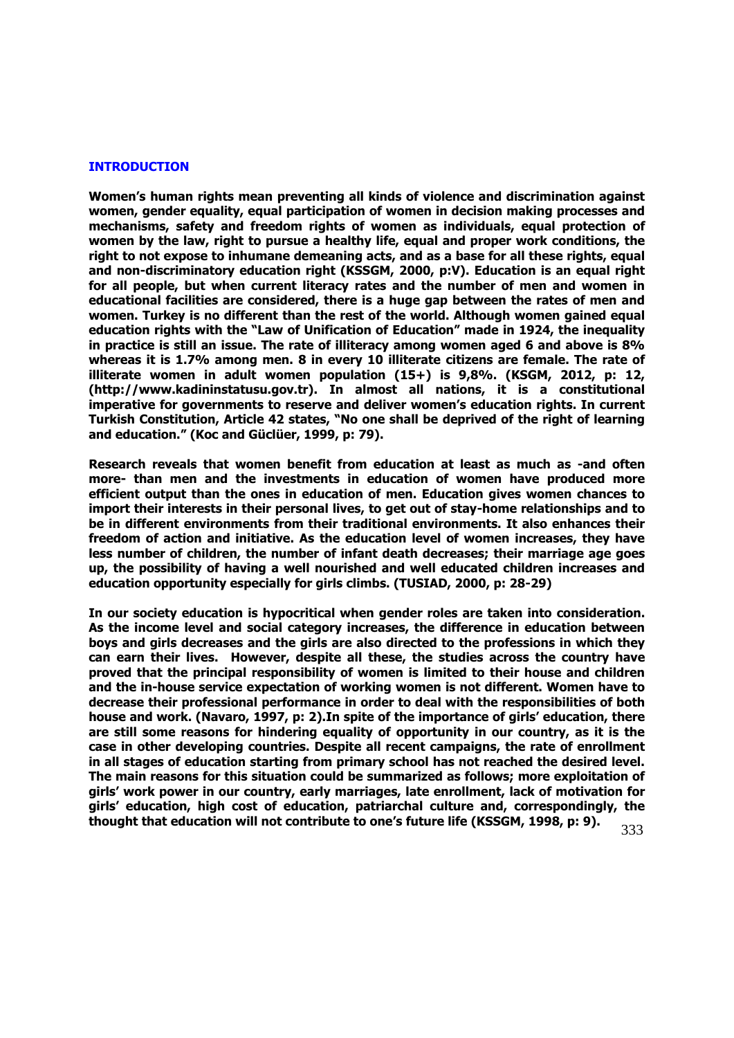## INTRODUCTION

**Women's human rights mean preventing all kinds of violence and discrimination against women, gender equality, equal participation of women in decision making processes and mechanisms, safety and freedom rights of women as individuals, equal protection of women by the law, right to pursue a healthy life, equal and proper work conditions, the right to not expose to inhumane demeaning acts, and as a base for all these rights, equal and non-discriminatory education right (KSSGM, 2000, p:V). Education is an equal right for all people, but when current literacy rates and the number of men and women in educational facilities are considered, there is a huge gap between the rates of men and women. Turkey is no different than the rest of the world. Although women gained equal education rights with the "Law of Unification of Education" made in 1924, the inequality in practice is still an issue. The rate of illiteracy among women aged 6 and above is 8% whereas it is 1.7% among men. 8 in every 10 illiterate citizens are female. The rate of illiterate women in adult women population (15+) is 9,8%. (KSGM, 2012, p: 12, (http://www.kadininstatusu.gov.tr). In almost all nations, it is a constitutional imperative for governments to reserve and deliver women's education rights. In current Turkish Constitution, Article 42 states, "No one shall be deprived of the right of learning and education." (Koc and Güclüer, 1999, p: 79).**

**Research reveals that women benefit from education at least as much as -and often more- than men and the investments in education of women have produced more efficient output than the ones in education of men. Education gives women chances to import their interests in their personal lives, to get out of stay-home relationships and to be in different environments from their traditional environments. It also enhances their freedom of action and initiative. As the education level of women increases, they have less number of children, the number of infant death decreases; their marriage age goes up, the possibility of having a well nourished and well educated children increases and education opportunity especially for girls climbs. (TUSIAD, 2000, p: 28-29)**

**In our society education is hypocritical when gender roles are taken into consideration. As the income level and social category increases, the difference in education between boys and girls decreases and the girls are also directed to the professions in which they can earn their lives. However, despite all these, the studies across the country have proved that the principal responsibility of women is limited to their house and children and the in-house service expectation of working women is not different. Women have to decrease their professional performance in order to deal with the responsibilities of both house and work. (Navaro, 1997, p: 2).In spite of the importance of girls' education, there are still some reasons for hindering equality of opportunity in our country, as it is the case in other developing countries. Despite all recent campaigns, the rate of enrollment in all stages of education starting from primary school has not reached the desired level. The main reasons for this situation could be summarized as follows; more exploitation of girls' work power in our country, early marriages, late enrollment, lack of motivation for girls' education, high cost of education, patriarchal culture and, correspondingly, the thought that education will not contribute to one's future life (KSSGM, 1998, p: 9).**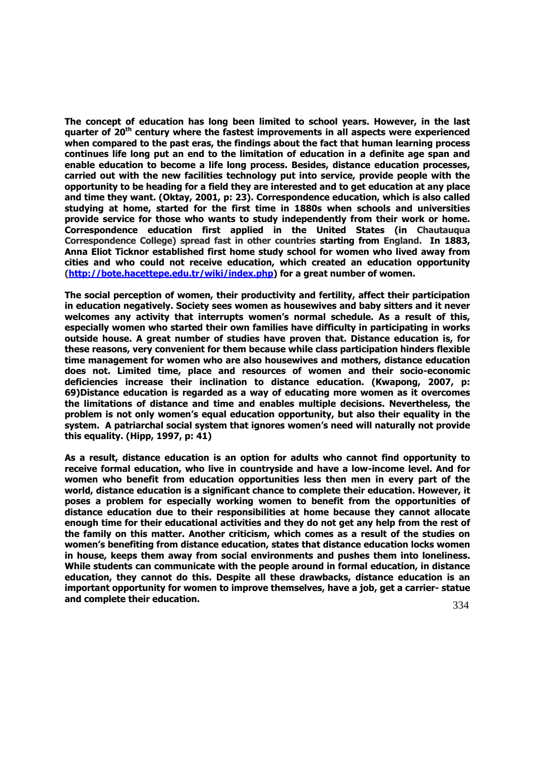**The concept of education has long been limited to school years. However, in the last quarter of 20th century where the fastest improvements in all aspects were experienced when compared to the past eras, the findings about the fact that human learning process continues life long put an end to the limitation of education in a definite age span and enable education to become a life long process. Besides, distance education processes, carried out with the new facilities technology put into service, provide people with the opportunity to be heading for a field they are interested and to get education at any place and time they want. (Oktay, 2001, p: 23). Correspondence education, which is also called studying at home, started for the first time in 1880s when schools and universities provide service for those who wants to study independently from their work or home. Correspondence education first applied in the United States (in Chautauqua Correspondence College) spread fast in other countries starting from England. In 1883, Anna Eliot Ticknor established first home study school for women who lived away from cities and who could not receive education, which created an education opportunity ([http://bote.hacettepe.edu.tr/wiki/index.php](http://bote.hacettepe.edu.tr/wiki/index.php)) for a great number of women.**

**The social perception of women, their productivity and fertility, affect their participation in education negatively. Society sees women as housewives and baby sitters and it never welcomes any activity that interrupts women's normal schedule. As a result of this, especially women who started their own families have difficulty in participating in works outside house. A great number of studies have proven that. Distance education is, for these reasons, very convenient for them because while class participation hinders flexible time management for women who are also housewives and mothers, distance education does not. Limited time, place and resources of women and their socio-economic deficiencies increase their inclination to distance education. (Kwapong, 2007, p: 69)Distance education is regarded as a way of educating more women as it overcomes the limitations of distance and time and enables multiple decisions. Nevertheless, the problem is not only women's equal education opportunity, but also their equality in the system. A patriarchal social system that ignores women's need will naturally not provide this equality. (Hipp, 1997, p: 41)**

**As a result, distance education is an option for adults who cannot find opportunity to receive formal education, who live in countryside and have a low-income level. And for women who benefit from education opportunities less then men in every part of the world, distance education is a significant chance to complete their education. However, it poses a problem for especially working women to benefit from the opportunities of distance education due to their responsibilities at home because they cannot allocate enough time for their educational activities and they do not get any help from the rest of the family on this matter. Another criticism, which comes as a result of the studies on women's benefiting from distance education, states that distance education locks women in house, keeps them away from social environments and pushes them into loneliness. While students can communicate with the people around in formal education, in distance education, they cannot do this. Despite all these drawbacks, distance education is an important opportunity for women to improve themselves, have a job, get a carrier- statue and complete their education.**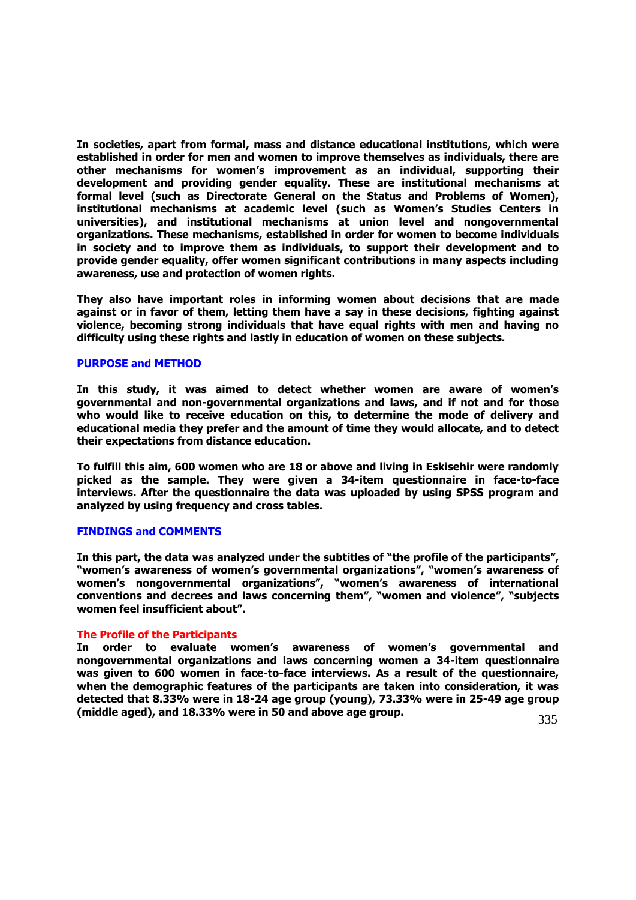**In societies, apart from formal, mass and distance educational institutions, which were established in order for men and women to improve themselves as individuals, there are other mechanisms for women's improvement as an individual, supporting their development and providing gender equality. These are institutional mechanisms at formal level (such as Directorate General on the Status and Problems of Women), institutional mechanisms at academic level (such as Women's Studies Centers in universities), and institutional mechanisms at union level and nongovernmental organizations. These mechanisms, established in order for women to become individuals in society and to improve them as individuals, to support their development and to provide gender equality, offer women significant contributions in many aspects including awareness, use and protection of women rights.**

**They also have important roles in informing women about decisions that are made against or in favor of them, letting them have a say in these decisions, fighting against violence, becoming strong individuals that have equal rights with men and having no difficulty using these rights and lastly in education of women on these subjects.**

## PURPOSE and METHOD

**In this study, it was aimed to detect whether women are aware of women's governmental and non-governmental organizations and laws, and if not and for those who would like to receive education on this, to determine the mode of delivery and educational media they prefer and the amount of time they would allocate, and to detect their expectations from distance education.**

**To fulfill this aim, 600 women who are 18 or above and living in Eskisehir were randomly picked as the sample. They were given a 34-item questionnaire in face-to-face interviews. After the questionnaire the data was uploaded by using SPSS program and analyzed by using frequency and cross tables.**

## FINDINGS and COMMENTS

**In this part, the data was analyzed under the subtitles of "the profile of the participants", "women's awareness of women's governmental organizations", "women's awareness of women's nongovernmental organizations", "women's awareness of international conventions and decrees and laws concerning them", "women and violence", "subjects women feel insufficient about".**

### The Profile of the Participants

**In order to evaluate women's awareness of women's governmental and nongovernmental organizations and laws concerning women a 34-item questionnaire was given to 600 women in face-to-face interviews. As a result of the questionnaire, when the demographic features of the participants are taken into consideration, it was detected that 8.33% were in 18-24 age group (young), 73.33% were in 25-49 age group (middle aged), and 18.33% were in 50 and above age group.**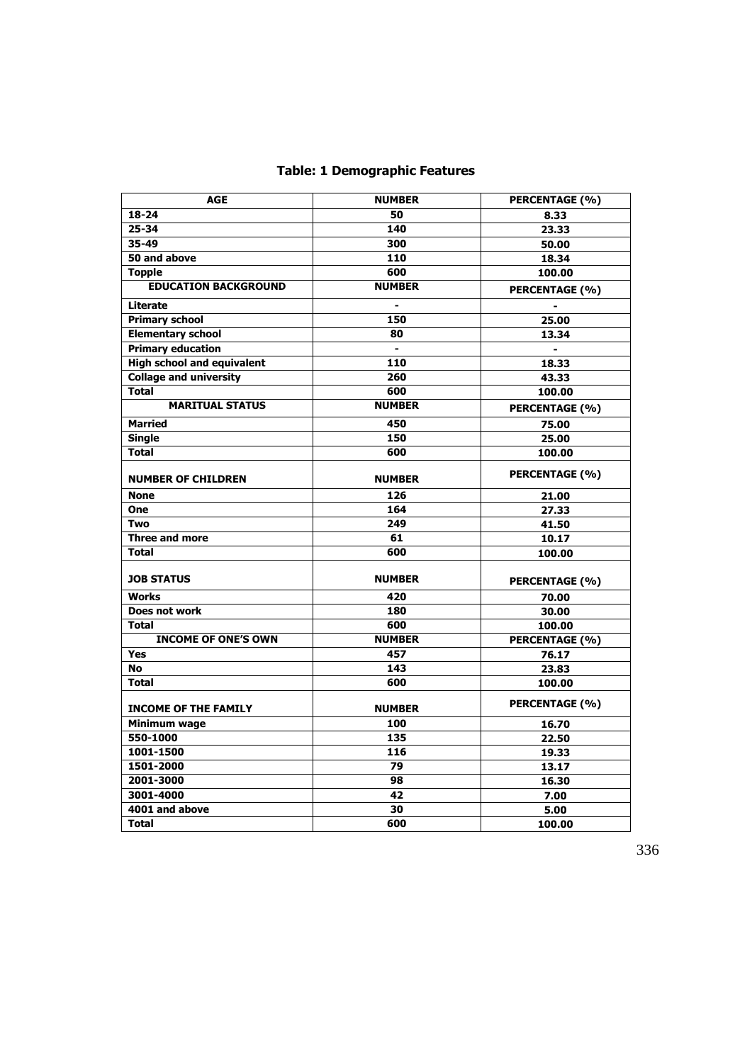**Table: 1 Demographic Features**

| AGE | NUMBER | PERCENTAGE (%) |
|---|---|---|
| 18-24 | 50 | 8.33 |
| 25-34 | 140 | 23.33 |
| 35-49 | 300 | 50.00 |
| 50 and above | 110 | 18.34 |
| Topple | 600 | 100.00 |
| **EDUCATION BACKGROUND** | **NUMBER** | **PERCENTAGE (%)** |
| Literate | - | - |
| Primary school | 150 | 25.00 |
| Elementary school | 80 | 13.34 |
| Primary education | - | - |
| High school and equivalent | 110 | 18.33 |
| Collage and university | 260 | 43.33 |
| Total | 600 | 100.00 |
| **MARITUAL STATUS** | **NUMBER** | **PERCENTAGE (%)** |
| Married | 450 | 75.00 |
| Single | 150 | 25.00 |
| Total | 600 | 100.00 |
| **NUMBER OF CHILDREN** | **NUMBER** | **PERCENTAGE (%)** |
| None | 126 | 21.00 |
| One | 164 | 27.33 |
| Two | 249 | 41.50 |
| Three and more | 61 | 10.17 |
| Total | 600 | 100.00 |
| **JOB STATUS** | **NUMBER** | **PERCENTAGE (%)** |
| Works | 420 | 70.00 |
| Does not work | 180 | 30.00 |
| Total | 600 | 100.00 |
| **INCOME OF ONE'S OWN** | **NUMBER** | **PERCENTAGE (%)** |
| Yes | 457 | 76.17 |
| No | 143 | 23.83 |
| Total | 600 | 100.00 |
| **INCOME OF THE FAMILY** | **NUMBER** | **PERCENTAGE (%)** |
| Minimum wage | 100 | 16.70 |
| 550-1000 | 135 | 22.50 |
| 1001-1500 | 116 | 19.33 |
| 1501-2000 | 79 | 13.17 |
| 2001-3000 | 98 | 16.30 |
| 3001-4000 | 42 | 7.00 |
| 4001 and above | 30 | 5.00 |
| Total | 600 | 100.00 |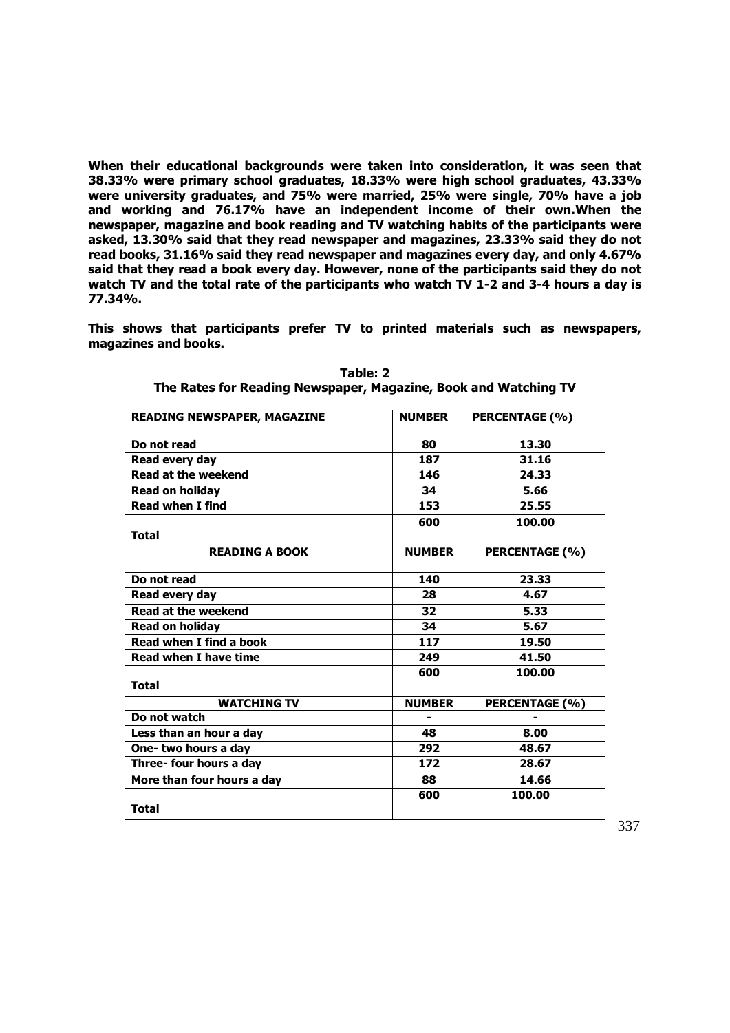**When their educational backgrounds were taken into consideration, it was seen that 38.33% were primary school graduates, 18.33% were high school graduates, 43.33% were university graduates, and 75% were married, 25% were single, 70% have a job and working and 76.17% have an independent income of their own.When the newspaper, magazine and book reading and TV watching habits of the participants were asked, 13.30% said that they read newspaper and magazines, 23.33% said they do not read books, 31.16% said they read newspaper and magazines every day, and only 4.67% said that they read a book every day. However, none of the participants said they do not watch TV and the total rate of the participants who watch TV 1-2 and 3-4 hours a day is 77.34%.**

**This shows that participants prefer TV to printed materials such as newspapers, magazines and books.**

**Table: 2**
**The Rates for Reading Newspaper, Magazine, Book and Watching TV**

| READING NEWSPAPER, MAGAZINE | NUMBER | PERCENTAGE (%) |
|---|---|---|
| Do not read | 80 | 13.30 |
| Read every day | 187 | 31.16 |
| Read at the weekend | 146 | 24.33 |
| Read on holiday | 34 | 5.66 |
| Read when I find | 153 | 25.55 |
| Total | 600 | 100.00 |
| READING A BOOK | NUMBER | PERCENTAGE (%) |
| Do not read | 140 | 23.33 |
| Read every day | 28 | 4.67 |
| Read at the weekend | 32 | 5.33 |
| Read on holiday | 34 | 5.67 |
| Read when I find a book | 117 | 19.50 |
| Read when I have time | 249 | 41.50 |
| Total | 600 | 100.00 |
| WATCHING TV | NUMBER | PERCENTAGE (%) |
| Do not watch | - | - |
| Less than an hour a day | 48 | 8.00 |
| One- two hours a day | 292 | 48.67 |
| Three- four hours a day | 172 | 28.67 |
| More than four hours a day | 88 | 14.66 |
| Total | 600 | 100.00 |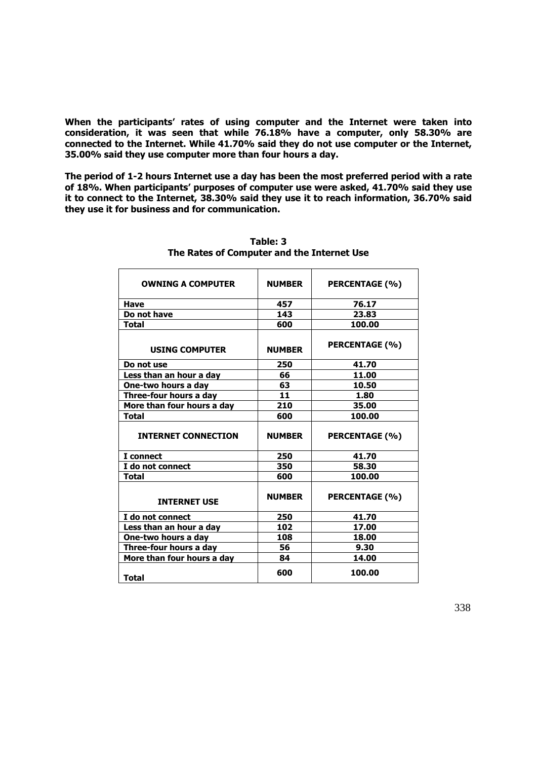**When the participants' rates of using computer and the Internet were taken into consideration, it was seen that while 76.18% have a computer, only 58.30% are connected to the Internet. While 41.70% said they do not use computer or the Internet, 35.00% said they use computer more than four hours a day.**

**The period of 1-2 hours Internet use a day has been the most preferred period with a rate of 18%. When participants' purposes of computer use were asked, 41.70% said they use it to connect to the Internet, 38.30% said they use it to reach information, 36.70% said they use it for business and for communication.**

**Table: 3**
**The Rates of Computer and the Internet Use**

| OWNING A COMPUTER | NUMBER | PERCENTAGE (%) |
|---|---|---|
| Have | 457 | 76.17 |
| Do not have | 143 | 23.83 |
| Total | 600 | 100.00 |
| **USING COMPUTER** | **NUMBER** | **PERCENTAGE (%)** |
| Do not use | 250 | 41.70 |
| Less than an hour a day | 66 | 11.00 |
| One-two hours a day | 63 | 10.50 |
| Three-four hours a day | 11 | 1.80 |
| More than four hours a day | 210 | 35.00 |
| Total | 600 | 100.00 |
| **INTERNET CONNECTION** | **NUMBER** | **PERCENTAGE (%)** |
| I connect | 250 | 41.70 |
| I do not connect | 350 | 58.30 |
| Total | 600 | 100.00 |
| **INTERNET USE** | **NUMBER** | **PERCENTAGE (%)** |
| I do not connect | 250 | 41.70 |
| Less than an hour a day | 102 | 17.00 |
| One-two hours a day | 108 | 18.00 |
| Three-four hours a day | 56 | 9.30 |
| More than four hours a day | 84 | 14.00 |
| Total | 600 | 100.00 |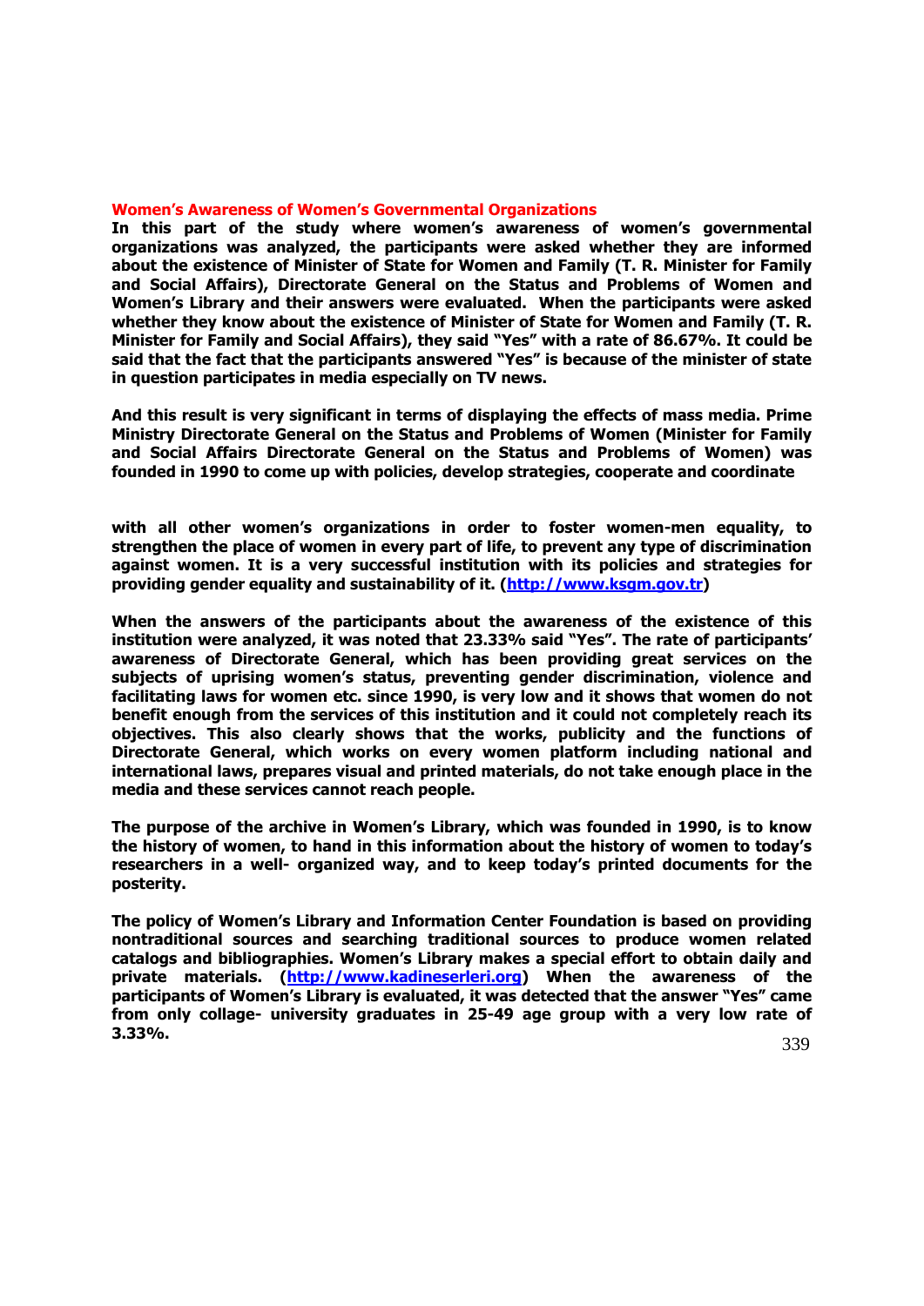## Women's Awareness of Women's Governmental Organizations

**In this part of the study where women's awareness of women's governmental organizations was analyzed, the participants were asked whether they are informed about the existence of Minister of State for Women and Family (T. R. Minister for Family and Social Affairs), Directorate General on the Status and Problems of Women and Women's Library and their answers were evaluated. When the participants were asked whether they know about the existence of Minister of State for Women and Family (T. R. Minister for Family and Social Affairs), they said "Yes" with a rate of 86.67%. It could be said that the fact that the participants answered "Yes" is because of the minister of state in question participates in media especially on TV news.**

**And this result is very significant in terms of displaying the effects of mass media. Prime Ministry Directorate General on the Status and Problems of Women (Minister for Family and Social Affairs Directorate General on the Status and Problems of Women) was founded in 1990 to come up with policies, develop strategies, cooperate and coordinate with all other women's organizations in order to foster women-men equality, to strengthen the place of women in every part of life, to prevent any type of discrimination against women. It is a very successful institution with its policies and strategies for providing gender equality and sustainability of it. ([http://www.ksgm.gov.tr](http://www.ksgm.gov.tr))**

**When the answers of the participants about the awareness of the existence of this institution were analyzed, it was noted that 23.33% said "Yes". The rate of participants' awareness of Directorate General, which has been providing great services on the subjects of uprising women's status, preventing gender discrimination, violence and facilitating laws for women etc. since 1990, is very low and it shows that women do not benefit enough from the services of this institution and it could not completely reach its objectives. This also clearly shows that the works, publicity and the functions of Directorate General, which works on every women platform including national and international laws, prepares visual and printed materials, do not take enough place in the media and these services cannot reach people.**

**The purpose of the archive in Women's Library, which was founded in 1990, is to know the history of women, to hand in this information about the history of women to today's researchers in a well- organized way, and to keep today's printed documents for the posterity.**

**The policy of Women's Library and Information Center Foundation is based on providing nontraditional sources and searching traditional sources to produce women related catalogs and bibliographies. Women's Library makes a special effort to obtain daily and private materials. ([http://www.kadineserleri.org](http://www.kadineserleri.org)) When the awareness of the participants of Women's Library is evaluated, it was detected that the answer "Yes" came from only collage- university graduates in 25-49 age group with a very low rate of 3.33%.**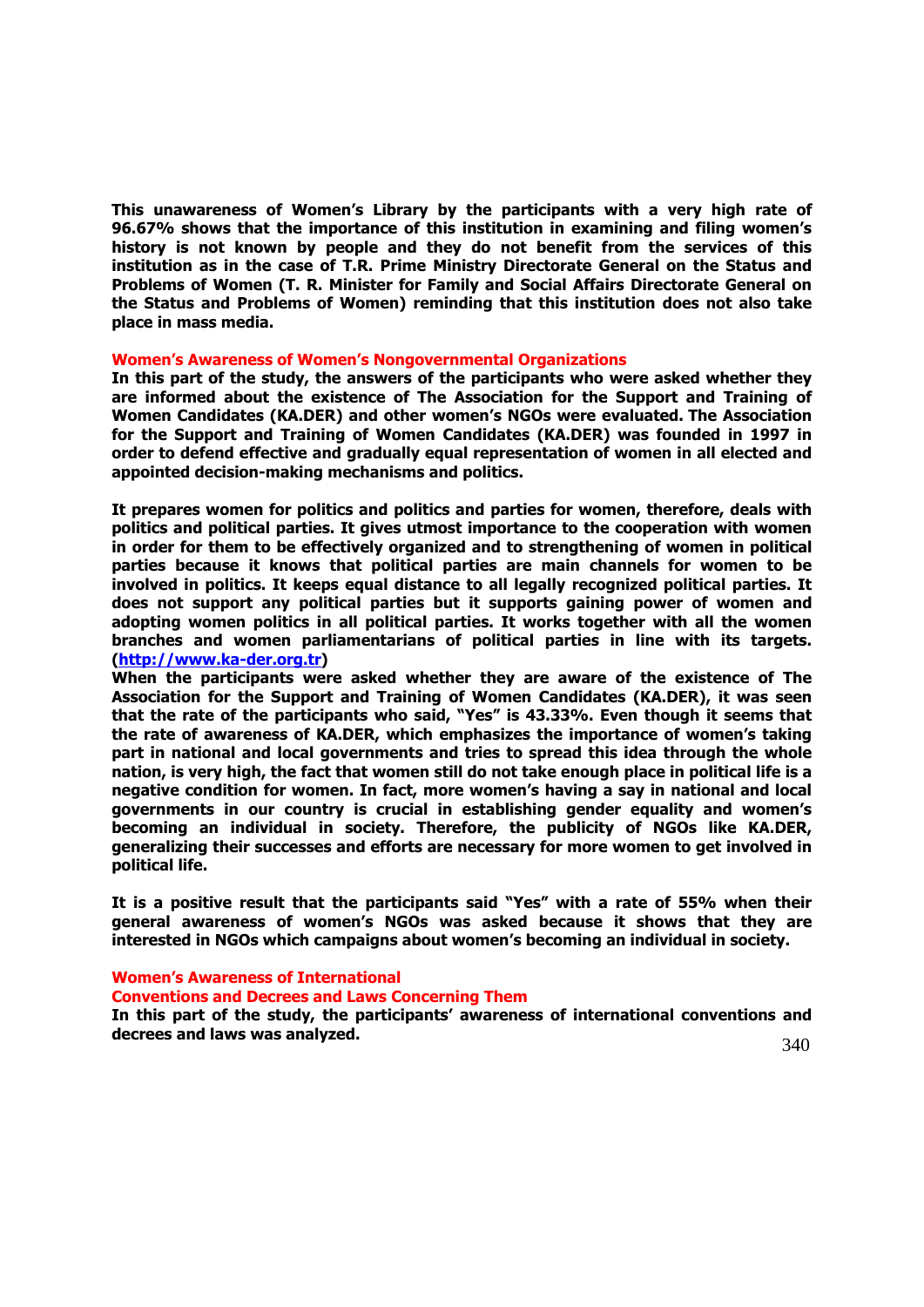**This unawareness of Women's Library by the participants with a very high rate of 96.67% shows that the importance of this institution in examining and filing women's history is not known by people and they do not benefit from the services of this institution as in the case of T.R. Prime Ministry Directorate General on the Status and Problems of Women (T. R. Minister for Family and Social Affairs Directorate General on the Status and Problems of Women) reminding that this institution does not also take place in mass media.**

## Women's Awareness of Women's Nongovernmental Organizations

**In this part of the study, the answers of the participants who were asked whether they are informed about the existence of The Association for the Support and Training of Women Candidates (KA.DER) and other women's NGOs were evaluated. The Association for the Support and Training of Women Candidates (KA.DER) was founded in 1997 in order to defend effective and gradually equal representation of women in all elected and appointed decision-making mechanisms and politics.**

**It prepares women for politics and politics and parties for women, therefore, deals with politics and political parties. It gives utmost importance to the cooperation with women in order for them to be effectively organized and to strengthening of women in political parties because it knows that political parties are main channels for women to be involved in politics. It keeps equal distance to all legally recognized political parties. It does not support any political parties but it supports gaining power of women and adopting women politics in all political parties. It works together with all the women branches and women parliamentarians of political parties in line with its targets. ([http://www.ka-der.org.tr](http://www.ka-der.org.tr))**

**When the participants were asked whether they are aware of the existence of The Association for the Support and Training of Women Candidates (KA.DER), it was seen that the rate of the participants who said, "Yes" is 43.33%. Even though it seems that the rate of awareness of KA.DER, which emphasizes the importance of women's taking part in national and local governments and tries to spread this idea through the whole nation, is very high, the fact that women still do not take enough place in political life is a negative condition for women. In fact, more women's having a say in national and local governments in our country is crucial in establishing gender equality and women's becoming an individual in society. Therefore, the publicity of NGOs like KA.DER, generalizing their successes and efforts are necessary for more women to get involved in political life.**

**It is a positive result that the participants said "Yes" with a rate of 55% when their general awareness of women's NGOs was asked because it shows that they are interested in NGOs which campaigns about women's becoming an individual in society.**

## Women's Awareness of International Conventions and Decrees and Laws Concerning Them

**In this part of the study, the participants' awareness of international conventions and decrees and laws was analyzed.**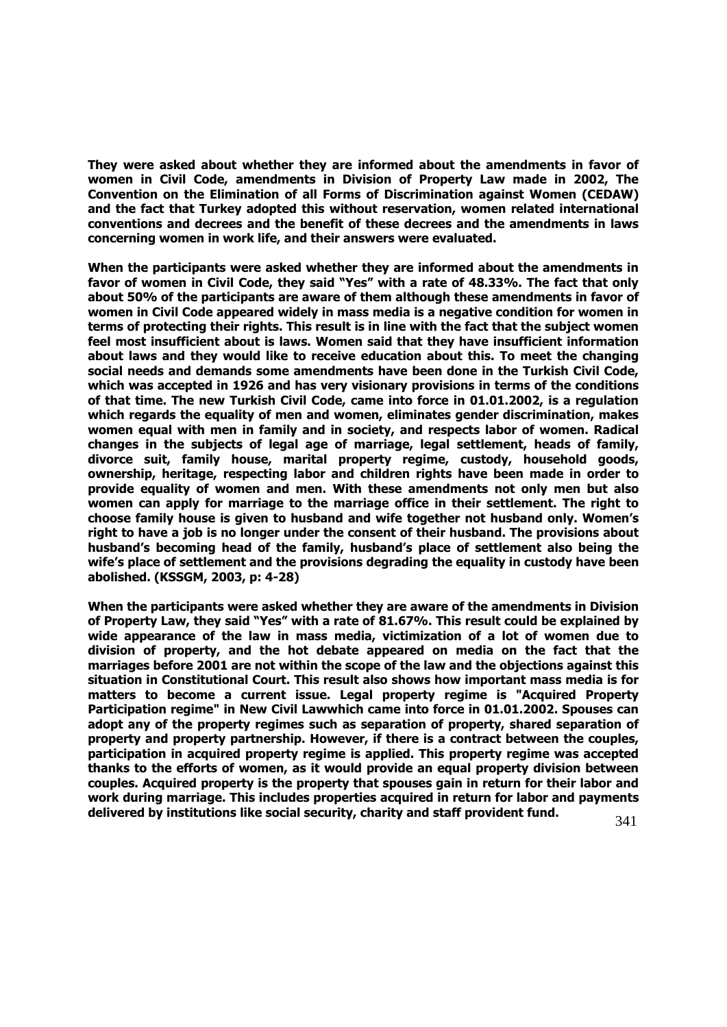**They were asked about whether they are informed about the amendments in favor of women in Civil Code, amendments in Division of Property Law made in 2002, The Convention on the Elimination of all Forms of Discrimination against Women (CEDAW) and the fact that Turkey adopted this without reservation, women related international conventions and decrees and the benefit of these decrees and the amendments in laws concerning women in work life, and their answers were evaluated.**

**When the participants were asked whether they are informed about the amendments in favor of women in Civil Code, they said "Yes" with a rate of 48.33%. The fact that only about 50% of the participants are aware of them although these amendments in favor of women in Civil Code appeared widely in mass media is a negative condition for women in terms of protecting their rights. This result is in line with the fact that the subject women feel most insufficient about is laws. Women said that they have insufficient information about laws and they would like to receive education about this. To meet the changing social needs and demands some amendments have been done in the Turkish Civil Code, which was accepted in 1926 and has very visionary provisions in terms of the conditions of that time. The new Turkish Civil Code, came into force in 01.01.2002, is a regulation which regards the equality of men and women, eliminates gender discrimination, makes women equal with men in family and in society, and respects labor of women. Radical changes in the subjects of legal age of marriage, legal settlement, heads of family, divorce suit, family house, marital property regime, custody, household goods, ownership, heritage, respecting labor and children rights have been made in order to provide equality of women and men. With these amendments not only men but also women can apply for marriage to the marriage office in their settlement. The right to choose family house is given to husband and wife together not husband only. Women's right to have a job is no longer under the consent of their husband. The provisions about husband's becoming head of the family, husband's place of settlement also being the wife's place of settlement and the provisions degrading the equality in custody have been abolished. (KSSGM, 2003, p: 4-28)**

**When the participants were asked whether they are aware of the amendments in Division of Property Law, they said "Yes" with a rate of 81.67%. This result could be explained by wide appearance of the law in mass media, victimization of a lot of women due to division of property, and the hot debate appeared on media on the fact that the marriages before 2001 are not within the scope of the law and the objections against this situation in Constitutional Court. This result also shows how important mass media is for matters to become a current issue. Legal property regime is "Acquired Property Participation regime" in New Civil Lawwhich came into force in 01.01.2002. Spouses can adopt any of the property regimes such as separation of property, shared separation of property and property partnership. However, if there is a contract between the couples, participation in acquired property regime is applied. This property regime was accepted thanks to the efforts of women, as it would provide an equal property division between couples. Acquired property is the property that spouses gain in return for their labor and work during marriage. This includes properties acquired in return for labor and payments delivered by institutions like social security, charity and staff provident fund.**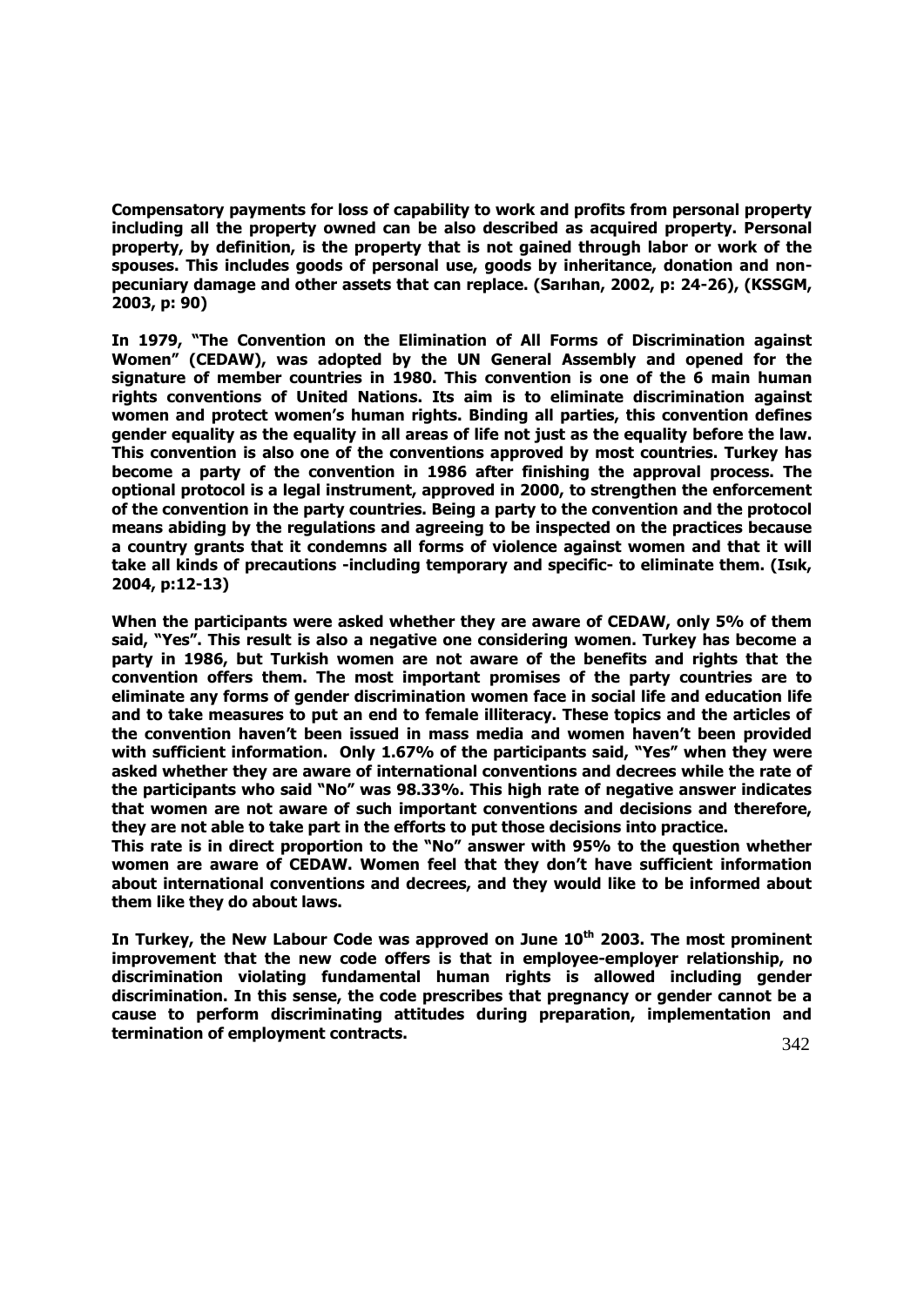**Compensatory payments for loss of capability to work and profits from personal property including all the property owned can be also described as acquired property. Personal property, by definition, is the property that is not gained through labor or work of the spouses. This includes goods of personal use, goods by inheritance, donation and non-pecuniary damage and other assets that can replace. (Sarıhan, 2002, p: 24-26), (KSSGM, 2003, p: 90)**

**In 1979, "The Convention on the Elimination of All Forms of Discrimination against Women" (CEDAW), was adopted by the UN General Assembly and opened for the signature of member countries in 1980. This convention is one of the 6 main human rights conventions of United Nations. Its aim is to eliminate discrimination against women and protect women's human rights. Binding all parties, this convention defines gender equality as the equality in all areas of life not just as the equality before the law. This convention is also one of the conventions approved by most countries. Turkey has become a party of the convention in 1986 after finishing the approval process. The optional protocol is a legal instrument, approved in 2000, to strengthen the enforcement of the convention in the party countries. Being a party to the convention and the protocol means abiding by the regulations and agreeing to be inspected on the practices because a country grants that it condemns all forms of violence against women and that it will take all kinds of precautions -including temporary and specific- to eliminate them. (Isık, 2004, p:12-13)**

**When the participants were asked whether they are aware of CEDAW, only 5% of them said, "Yes". This result is also a negative one considering women. Turkey has become a party in 1986, but Turkish women are not aware of the benefits and rights that the convention offers them. The most important promises of the party countries are to eliminate any forms of gender discrimination women face in social life and education life and to take measures to put an end to female illiteracy. These topics and the articles of the convention haven't been issued in mass media and women haven't been provided with sufficient information. Only 1.67% of the participants said, "Yes" when they were asked whether they are aware of international conventions and decrees while the rate of the participants who said "No" was 98.33%. This high rate of negative answer indicates that women are not aware of such important conventions and decisions and therefore, they are not able to take part in the efforts to put those decisions into practice.**
**This rate is in direct proportion to the "No" answer with 95% to the question whether women are aware of CEDAW. Women feel that they don't have sufficient information about international conventions and decrees, and they would like to be informed about them like they do about laws.**

**In Turkey, the New Labour Code was approved on June 10th 2003. The most prominent improvement that the new code offers is that in employee-employer relationship, no discrimination violating fundamental human rights is allowed including gender discrimination. In this sense, the code prescribes that pregnancy or gender cannot be a cause to perform discriminating attitudes during preparation, implementation and termination of employment contracts.**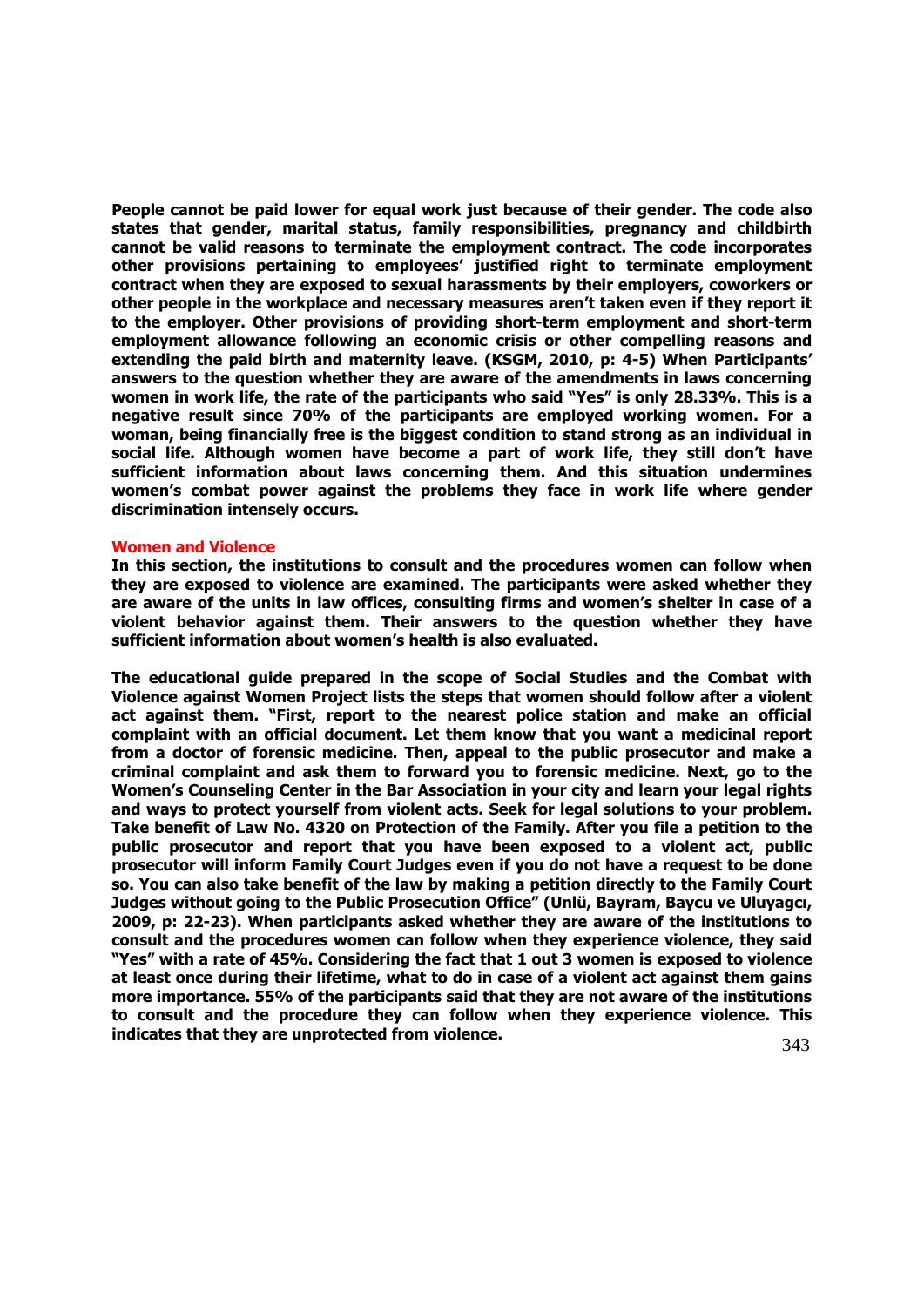People cannot be paid lower for equal work just because of their gender. The code also states that gender, marital status, family responsibilities, pregnancy and childbirth cannot be valid reasons to terminate the employment contract. The code incorporates other provisions pertaining to employees' justified right to terminate employment contract when they are exposed to sexual harassments by their employers, coworkers or other people in the workplace and necessary measures aren't taken even if they report it to the employer. Other provisions of providing short-term employment and short-term employment allowance following an economic crisis or other compelling reasons and extending the paid birth and maternity leave. (KSGM, 2010, p: 4-5) When Participants' answers to the question whether they are aware of the amendments in laws concerning women in work life, the rate of the participants who said "Yes" is only 28.33%. This is a negative result since 70% of the participants are employed working women. For a woman, being financially free is the biggest condition to stand strong as an individual in social life. Although women have become a part of work life, they still don't have sufficient information about laws concerning them. And this situation undermines women's combat power against the problems they face in work life where gender discrimination intensely occurs.

## Women and Violence

In this section, the institutions to consult and the procedures women can follow when they are exposed to violence are examined. The participants were asked whether they are aware of the units in law offices, consulting firms and women's shelter in case of a violent behavior against them. Their answers to the question whether they have sufficient information about women's health is also evaluated.

The educational guide prepared in the scope of Social Studies and the Combat with Violence against Women Project lists the steps that women should follow after a violent act against them. "First, report to the nearest police station and make an official complaint with an official document. Let them know that you want a medicinal report from a doctor of forensic medicine. Then, appeal to the public prosecutor and make a criminal complaint and ask them to forward you to forensic medicine. Next, go to the Women's Counseling Center in the Bar Association in your city and learn your legal rights and ways to protect yourself from violent acts. Seek for legal solutions to your problem. Take benefit of Law No. 4320 on Protection of the Family. After you file a petition to the public prosecutor and report that you have been exposed to a violent act, public prosecutor will inform Family Court Judges even if you do not have a request to be done so. You can also take benefit of the law by making a petition directly to the Family Court Judges without going to the Public Prosecution Office" (Unlü, Bayram, Baycu ve Uluyagcı, 2009, p: 22-23). When participants asked whether they are aware of the institutions to consult and the procedures women can follow when they experience violence, they said "Yes" with a rate of 45%. Considering the fact that 1 out 3 women is exposed to violence at least once during their lifetime, what to do in case of a violent act against them gains more importance. 55% of the participants said that they are not aware of the institutions to consult and the procedure they can follow when they experience violence. This indicates that they are unprotected from violence.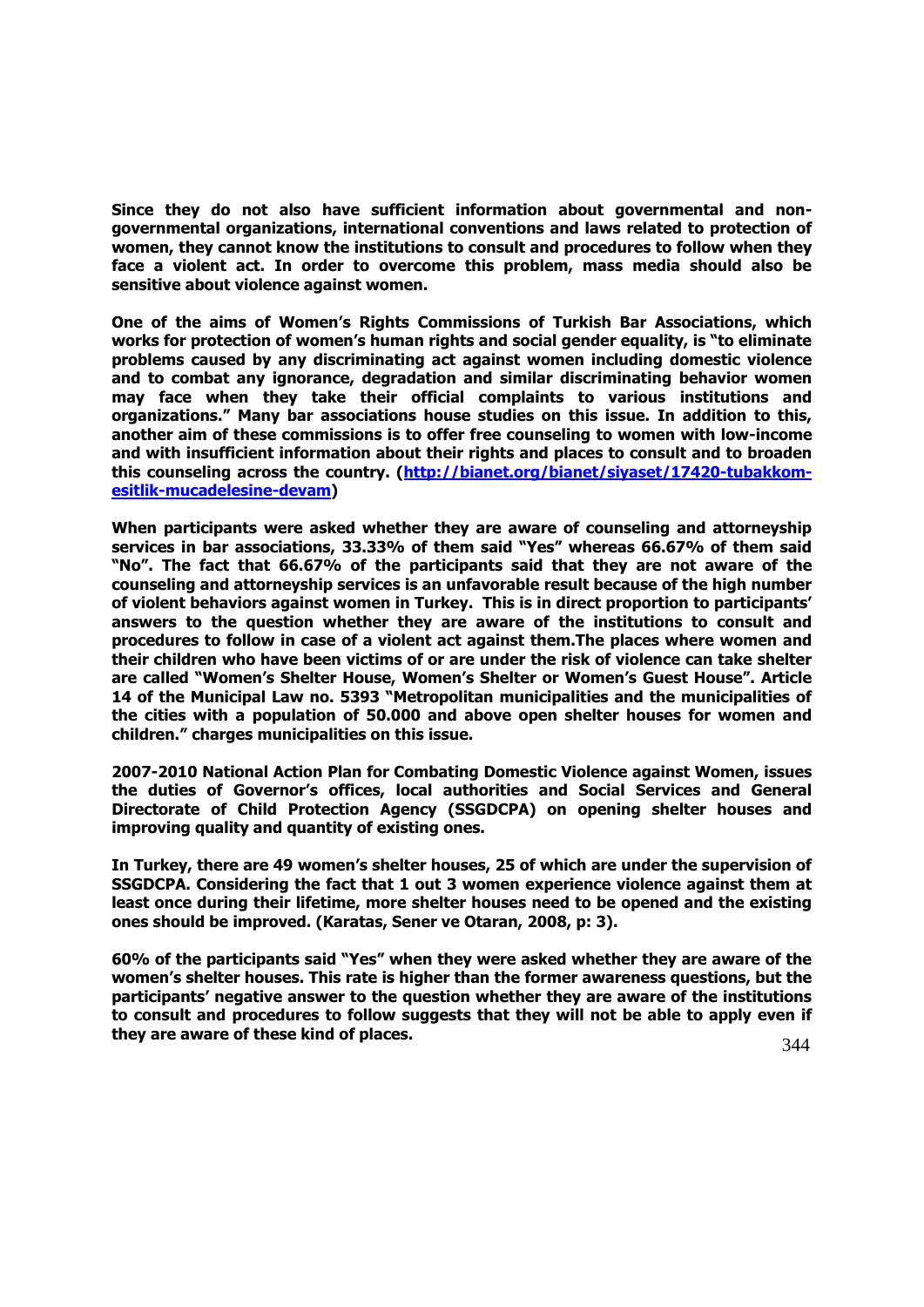**Since they do not also have sufficient information about governmental and non-governmental organizations, international conventions and laws related to protection of women, they cannot know the institutions to consult and procedures to follow when they face a violent act. In order to overcome this problem, mass media should also be sensitive about violence against women.**

**One of the aims of Women's Rights Commissions of Turkish Bar Associations, which works for protection of women's human rights and social gender equality, is "to eliminate problems caused by any discriminating act against women including domestic violence and to combat any ignorance, degradation and similar discriminating behavior women may face when they take their official complaints to various institutions and organizations." Many bar associations house studies on this issue. In addition to this, another aim of these commissions is to offer free counseling to women with low-income and with insufficient information about their rights and places to consult and to broaden this counseling across the country. ([http://bianet.org/bianet/siyaset/17420-tubakkom-esitlik-mucadelesine-devam](http://bianet.org/bianet/siyaset/17420-tubakkom-esitlik-mucadelesine-devam))**

**When participants were asked whether they are aware of counseling and attorneyship services in bar associations, 33.33% of them said "Yes" whereas 66.67% of them said "No". The fact that 66.67% of the participants said that they are not aware of the counseling and attorneyship services is an unfavorable result because of the high number of violent behaviors against women in Turkey. This is in direct proportion to participants' answers to the question whether they are aware of the institutions to consult and procedures to follow in case of a violent act against them.The places where women and their children who have been victims of or are under the risk of violence can take shelter are called "Women's Shelter House, Women's Shelter or Women's Guest House". Article 14 of the Municipal Law no. 5393 "Metropolitan municipalities and the municipalities of the cities with a population of 50.000 and above open shelter houses for women and children." charges municipalities on this issue.**

**2007-2010 National Action Plan for Combating Domestic Violence against Women, issues the duties of Governor's offices, local authorities and Social Services and General Directorate of Child Protection Agency (SSGDCPA) on opening shelter houses and improving quality and quantity of existing ones.**

**In Turkey, there are 49 women's shelter houses, 25 of which are under the supervision of SSGDCPA. Considering the fact that 1 out 3 women experience violence against them at least once during their lifetime, more shelter houses need to be opened and the existing ones should be improved. (Karatas, Sener ve Otaran, 2008, p: 3).**

**60% of the participants said "Yes" when they were asked whether they are aware of the women's shelter houses. This rate is higher than the former awareness questions, but the participants' negative answer to the question whether they are aware of the institutions to consult and procedures to follow suggests that they will not be able to apply even if they are aware of these kind of places.**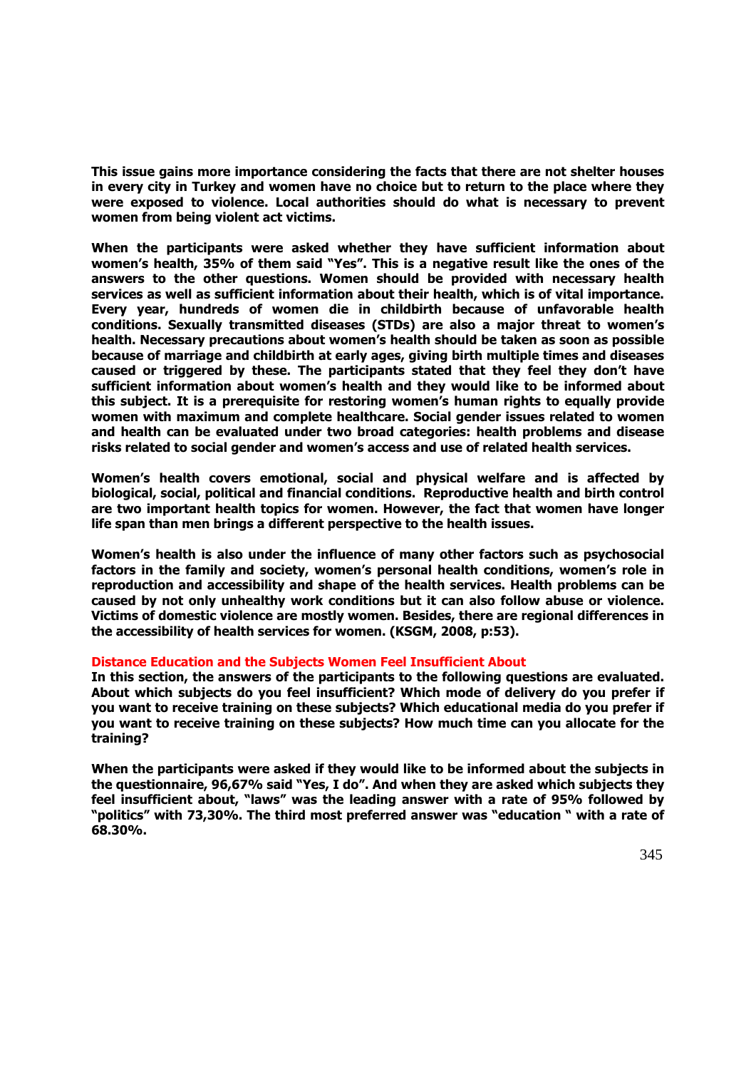**This issue gains more importance considering the facts that there are not shelter houses in every city in Turkey and women have no choice but to return to the place where they were exposed to violence. Local authorities should do what is necessary to prevent women from being violent act victims.**

**When the participants were asked whether they have sufficient information about women's health, 35% of them said "Yes". This is a negative result like the ones of the answers to the other questions. Women should be provided with necessary health services as well as sufficient information about their health, which is of vital importance. Every year, hundreds of women die in childbirth because of unfavorable health conditions. Sexually transmitted diseases (STDs) are also a major threat to women's health. Necessary precautions about women's health should be taken as soon as possible because of marriage and childbirth at early ages, giving birth multiple times and diseases caused or triggered by these. The participants stated that they feel they don't have sufficient information about women's health and they would like to be informed about this subject. It is a prerequisite for restoring women's human rights to equally provide women with maximum and complete healthcare. Social gender issues related to women and health can be evaluated under two broad categories: health problems and disease risks related to social gender and women's access and use of related health services.**

**Women's health covers emotional, social and physical welfare and is affected by biological, social, political and financial conditions. Reproductive health and birth control are two important health topics for women. However, the fact that women have longer life span than men brings a different perspective to the health issues.**

**Women's health is also under the influence of many other factors such as psychosocial factors in the family and society, women's personal health conditions, women's role in reproduction and accessibility and shape of the health services. Health problems can be caused by not only unhealthy work conditions but it can also follow abuse or violence. Victims of domestic violence are mostly women. Besides, there are regional differences in the accessibility of health services for women. (KSGM, 2008, p:53).**

## Distance Education and the Subjects Women Feel Insufficient About

**In this section, the answers of the participants to the following questions are evaluated. About which subjects do you feel insufficient? Which mode of delivery do you prefer if you want to receive training on these subjects? Which educational media do you prefer if you want to receive training on these subjects? How much time can you allocate for the training?**

**When the participants were asked if they would like to be informed about the subjects in the questionnaire, 96,67% said "Yes, I do". And when they are asked which subjects they feel insufficient about, "laws" was the leading answer with a rate of 95% followed by "politics" with 73,30%. The third most preferred answer was "education " with a rate of 68.30%.**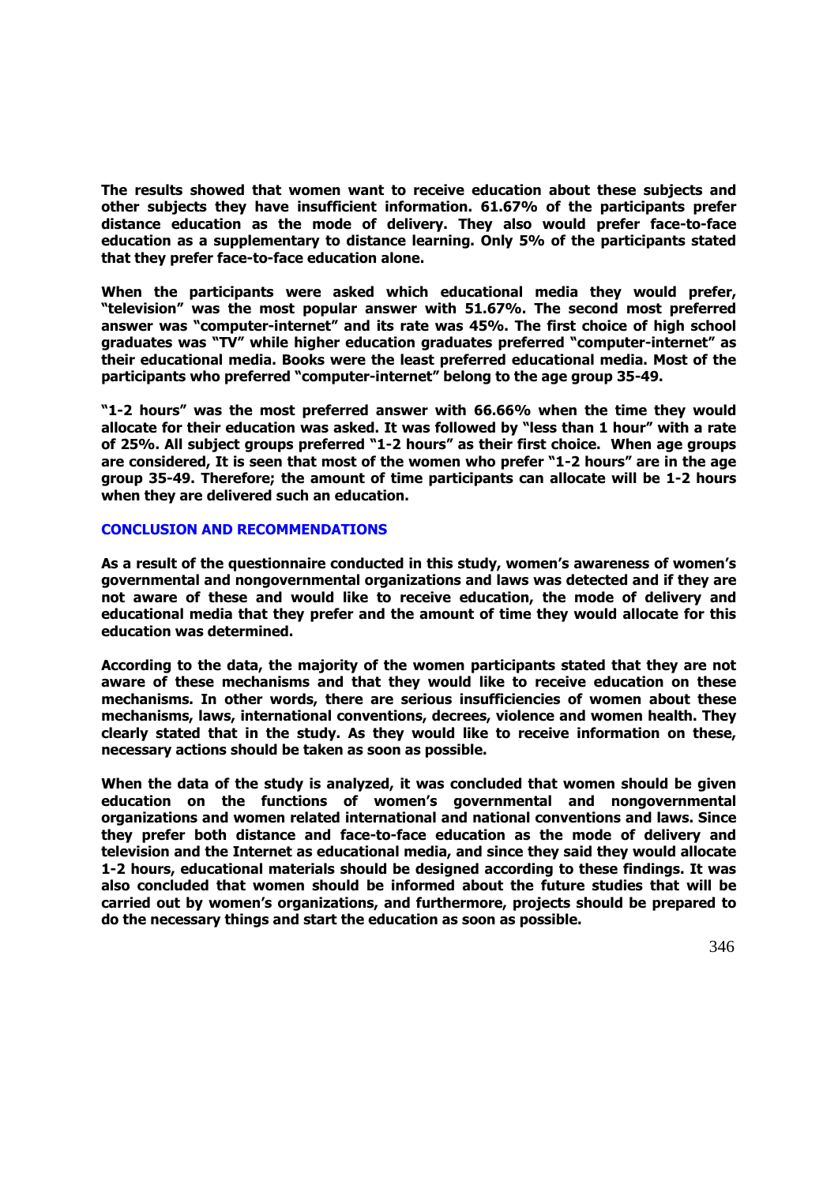**The results showed that women want to receive education about these subjects and other subjects they have insufficient information. 61.67% of the participants prefer distance education as the mode of delivery. They also would prefer face-to-face education as a supplementary to distance learning. Only 5% of the participants stated that they prefer face-to-face education alone.**

**When the participants were asked which educational media they would prefer, "television" was the most popular answer with 51.67%. The second most preferred answer was "computer-internet" and its rate was 45%. The first choice of high school graduates was "TV" while higher education graduates preferred "computer-internet" as their educational media. Books were the least preferred educational media. Most of the participants who preferred "computer-internet" belong to the age group 35-49.**

**"1-2 hours" was the most preferred answer with 66.66% when the time they would allocate for their education was asked. It was followed by "less than 1 hour" with a rate of 25%. All subject groups preferred "1-2 hours" as their first choice. When age groups are considered, It is seen that most of the women who prefer "1-2 hours" are in the age group 35-49. Therefore; the amount of time participants can allocate will be 1-2 hours when they are delivered such an education.**

## CONCLUSION AND RECOMMENDATIONS

**As a result of the questionnaire conducted in this study, women's awareness of women's governmental and nongovernmental organizations and laws was detected and if they are not aware of these and would like to receive education, the mode of delivery and educational media that they prefer and the amount of time they would allocate for this education was determined.**

**According to the data, the majority of the women participants stated that they are not aware of these mechanisms and that they would like to receive education on these mechanisms. In other words, there are serious insufficiencies of women about these mechanisms, laws, international conventions, decrees, violence and women health. They clearly stated that in the study. As they would like to receive information on these, necessary actions should be taken as soon as possible.**

**When the data of the study is analyzed, it was concluded that women should be given education on the functions of women's governmental and nongovernmental organizations and women related international and national conventions and laws. Since they prefer both distance and face-to-face education as the mode of delivery and television and the Internet as educational media, and since they said they would allocate 1-2 hours, educational materials should be designed according to these findings. It was also concluded that women should be informed about the future studies that will be carried out by women's organizations, and furthermore, projects should be prepared to do the necessary things and start the education as soon as possible.**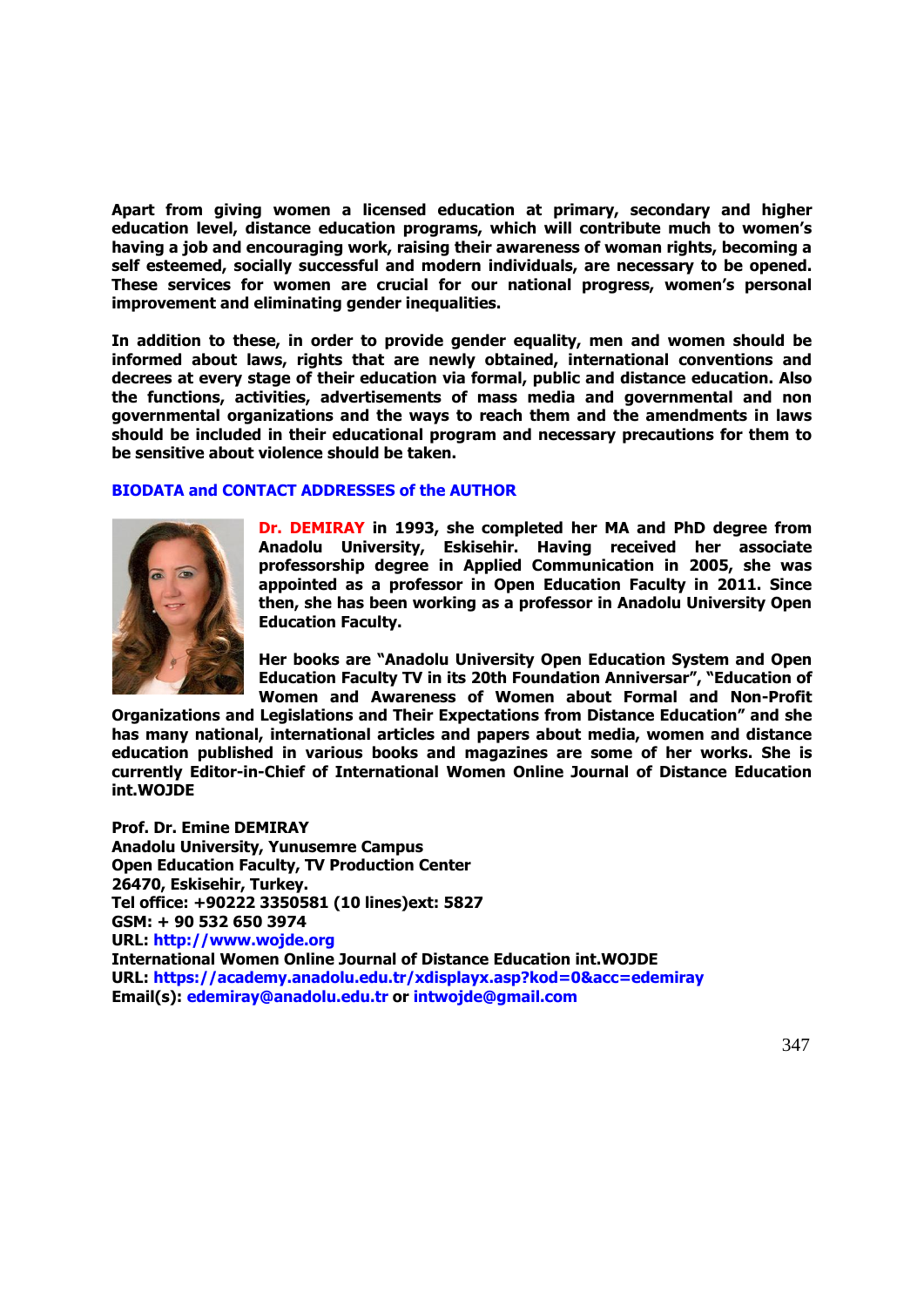**Apart from giving women a licensed education at primary, secondary and higher education level, distance education programs, which will contribute much to women's having a job and encouraging work, raising their awareness of woman rights, becoming a self esteemed, socially successful and modern individuals, are necessary to be opened. These services for women are crucial for our national progress, women's personal improvement and eliminating gender inequalities.**

**In addition to these, in order to provide gender equality, men and women should be informed about laws, rights that are newly obtained, international conventions and decrees at every stage of their education via formal, public and distance education. Also the functions, activities, advertisements of mass media and governmental and non governmental organizations and the ways to reach them and the amendments in laws should be included in their educational program and necessary precautions for them to be sensitive about violence should be taken.**

## BIODATA and CONTACT ADDRESSES of the AUTHOR

**Dr. DEMIRAY in 1993, she completed her MA and PhD degree from Anadolu University, Eskisehir. Having received her associate professorship degree in Applied Communication in 2005, she was appointed as a professor in Open Education Faculty in 2011. Since then, she has been working as a professor in Anadolu University Open Education Faculty.**

**Her books are "Anadolu University Open Education System and Open Education Faculty TV in its 20th Foundation Anniversar", "Education of Women and Awareness of Women about Formal and Non-Profit Organizations and Legislations and Their Expectations from Distance Education" and she has many national, international articles and papers about media, women and distance education published in various books and magazines are some of her works. She is currently Editor-in-Chief of International Women Online Journal of Distance Education int.WOJDE**

**Prof. Dr. Emine DEMIRAY**
**Anadolu University, Yunusemre Campus**
**Open Education Faculty, TV Production Center**
**26470, Eskisehir, Turkey.**
**Tel office: +90222 3350581 (10 lines)ext: 5827**
**GSM: + 90 532 650 3974**
**URL: http://www.wojde.org**
**International Women Online Journal of Distance Education int.WOJDE**
**URL: https://academy.anadolu.edu.tr/xdisplayx.asp?kod=0&acc=edemiray**
**Email(s): edemiray@anadolu.edu.tr or intwojde@gmail.com**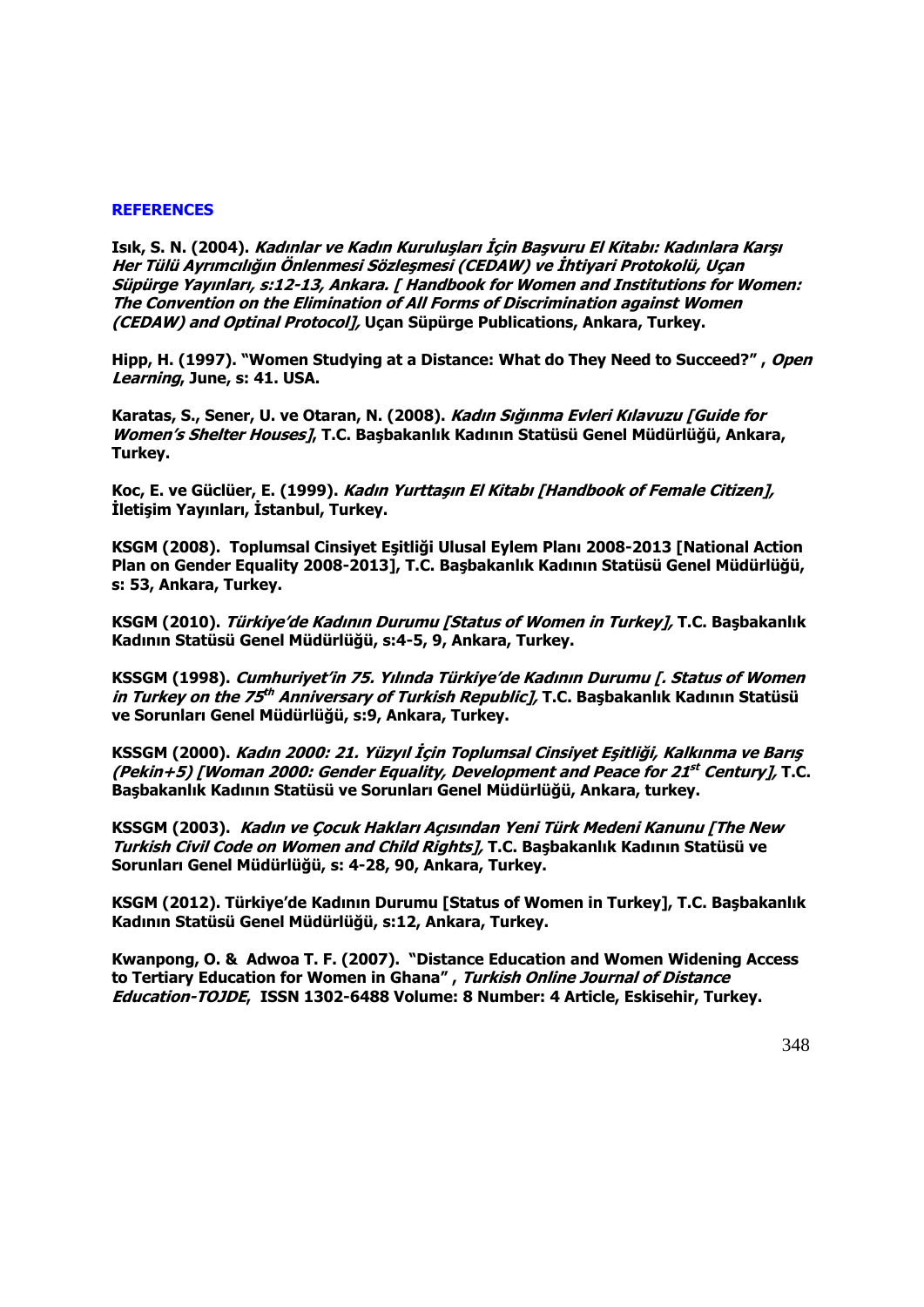## REFERENCES

**Isık, S. N. (2004).** ***Kadınlar ve Kadın Kuruluşları İçin Başvuru El Kitabı: Kadınlara Karşı Her Tülü Ayrımcılığın Önlenmesi Sözleşmesi (CEDAW) ve İhtiyari Protokolü, Uçan Süpürge Yayınları, s:12-13, Ankara. [ Handbook for Women and Institutions for Women: The Convention on the Elimination of All Forms of Discrimination against Women (CEDAW) and Optinal Protocol],*** **Uçan Süpürge Publications, Ankara, Turkey.**

**Hipp, H. (1997). "Women Studying at a Distance: What do They Need to Succeed?" ,** ***Open Learning*****, June, s: 41. USA.**

**Karatas, S., Sener, U. ve Otaran, N. (2008).** ***Kadın Sığınma Evleri Kılavuzu [Guide for Women's Shelter Houses]*****, T.C. Başbakanlık Kadının Statüsü Genel Müdürlüğü, Ankara, Turkey.**

**Koc, E. ve Güclüer, E. (1999).** ***Kadın Yurttaşın El Kitabı [Handbook of Female Citizen],*** **İletişim Yayınları, İstanbul, Turkey.**

**KSGM (2008). Toplumsal Cinsiyet Eşitliği Ulusal Eylem Planı 2008-2013 [National Action Plan on Gender Equality 2008-2013], T.C. Başbakanlık Kadının Statüsü Genel Müdürlüğü, s: 53, Ankara, Turkey.**

**KSGM (2010).** ***Türkiye'de Kadının Durumu [Status of Women in Turkey],*** **T.C. Başbakanlık Kadının Statüsü Genel Müdürlüğü, s:4-5, 9, Ankara, Turkey.**

**KSSGM (1998).** ***Cumhuriyet'in 75. Yılında Türkiye'de Kadının Durumu [. Status of Women in Turkey on the 75th Anniversary of Turkish Republic],*** **T.C. Başbakanlık Kadının Statüsü ve Sorunları Genel Müdürlüğü, s:9, Ankara, Turkey.**

**KSSGM (2000).** ***Kadın 2000: 21. Yüzyıl İçin Toplumsal Cinsiyet Eşitliği, Kalkınma ve Barış (Pekin+5) [Woman 2000: Gender Equality, Development and Peace for 21st Century],*** **T.C. Başbakanlık Kadının Statüsü ve Sorunları Genel Müdürlüğü, Ankara, turkey.**

**KSSGM (2003).** ***Kadın ve Çocuk Hakları Açısından Yeni Türk Medeni Kanunu [The New Turkish Civil Code on Women and Child Rights],*** **T.C. Başbakanlık Kadının Statüsü ve Sorunları Genel Müdürlüğü, s: 4-28, 90, Ankara, Turkey.**

**KSGM (2012). Türkiye'de Kadının Durumu [Status of Women in Turkey], T.C. Başbakanlık Kadının Statüsü Genel Müdürlüğü, s:12, Ankara, Turkey.**

**Kwanpong, O. & Adwoa T. F. (2007). "Distance Education and Women Widening Access to Tertiary Education for Women in Ghana" ,** ***Turkish Online Journal of Distance Education-TOJDE*****, ISSN 1302-6488 Volume: 8 Number: 4 Article, Eskisehir, Turkey.**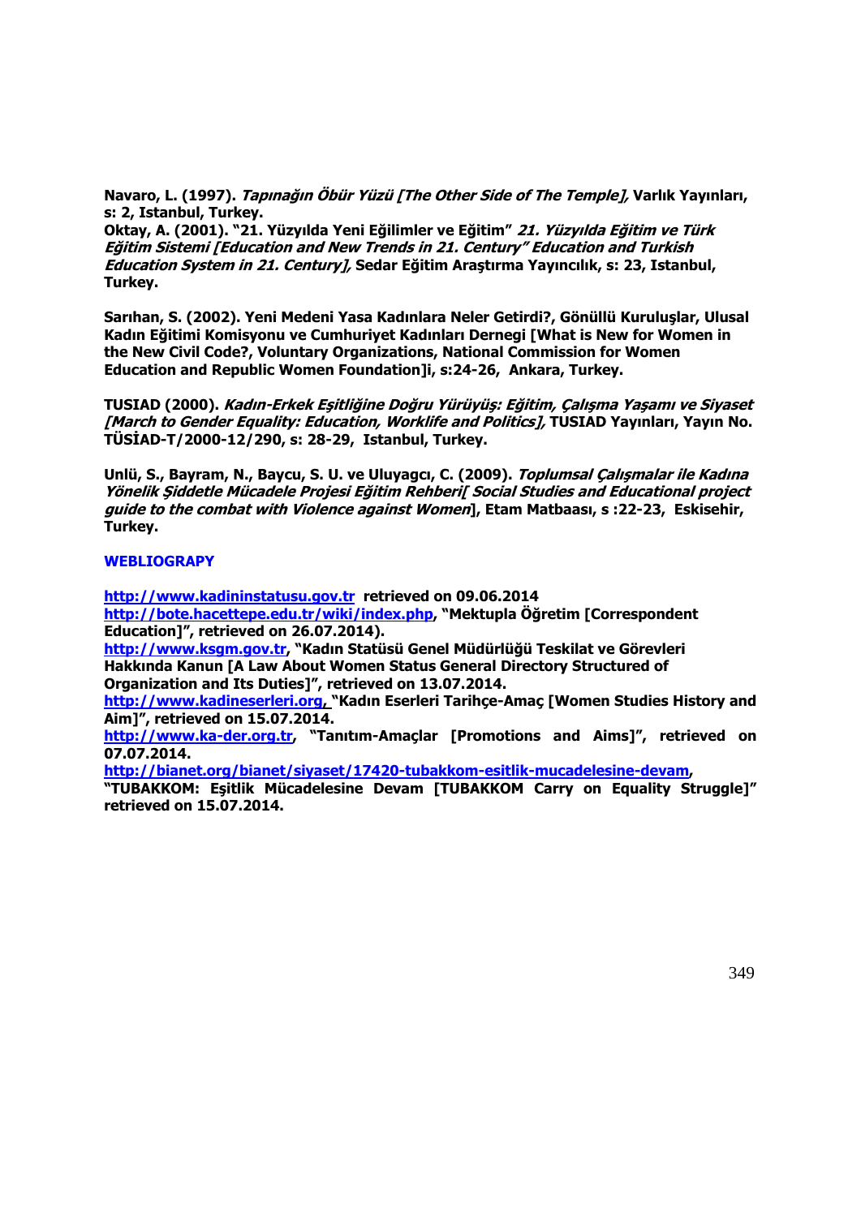**Navaro, L. (1997).** ***Tapınağın Öbür Yüzü [The Other Side of The Temple],*** **Varlık Yayınları, s: 2, Istanbul, Turkey.**
**Oktay, A. (2001). "21. Yüzyılda Yeni Eğilimler ve Eğitim"** ***21. Yüzyılda Eğitim ve Türk Eğitim Sistemi [Education and New Trends in 21. Century" Education and Turkish Education System in 21. Century],*** **Sedar Eğitim Araştırma Yayıncılık, s: 23, Istanbul, Turkey.**

**Sarıhan, S. (2002). Yeni Medeni Yasa Kadınlara Neler Getirdi?, Gönüllü Kuruluşlar, Ulusal Kadın Eğitimi Komisyonu ve Cumhuriyet Kadınları Dernegi [What is New for Women in the New Civil Code?, Voluntary Organizations, National Commission for Women Education and Republic Women Foundation]i, s:24-26, Ankara, Turkey.**

**TUSIAD (2000).** ***Kadın-Erkek Eşitliğine Doğru Yürüyüş: Eğitim, Çalışma Yaşamı ve Siyaset [March to Gender Equality: Education, Worklife and Politics],*** **TUSIAD Yayınları, Yayın No. TÜSİAD-T/2000-12/290, s: 28-29, Istanbul, Turkey.**

**Unlü, S., Bayram, N., Baycu, S. U. ve Uluyagcı, C. (2009).** ***Toplumsal Çalışmalar ile Kadına Yönelik Şiddetle Mücadele Projesi Eğitim Rehberi[ Social Studies and Educational project guide to the combat with Violence against Women*****], Etam Matbaası, s :22-23, Eskisehir, Turkey.**

## WEBLIOGRAPY

**http://www.kadininstatusu.gov.tr retrieved on 09.06.2014**
**http://bote.hacettepe.edu.tr/wiki/index.php, "Mektupla Öğretim [Correspondent Education]", retrieved on 26.07.2014).**
**http://www.ksgm.gov.tr, "Kadın Statüsü Genel Müdürlüğü Teskilat ve Görevleri Hakkında Kanun [A Law About Women Status General Directory Structured of Organization and Its Duties]", retrieved on 13.07.2014.**
**http://www.kadineserleri.org, "Kadın Eserleri Tarihçe-Amaç [Women Studies History and Aim]", retrieved on 15.07.2014.**
**http://www.ka-der.org.tr, "Tanıtım-Amaçlar [Promotions and Aims]", retrieved on 07.07.2014.**
**http://bianet.org/bianet/siyaset/17420-tubakkom-esitlik-mucadelesine-devam, "TUBAKKOM: Eşitlik Mücadelesine Devam [TUBAKKOM Carry on Equality Struggle]" retrieved on 15.07.2014.**